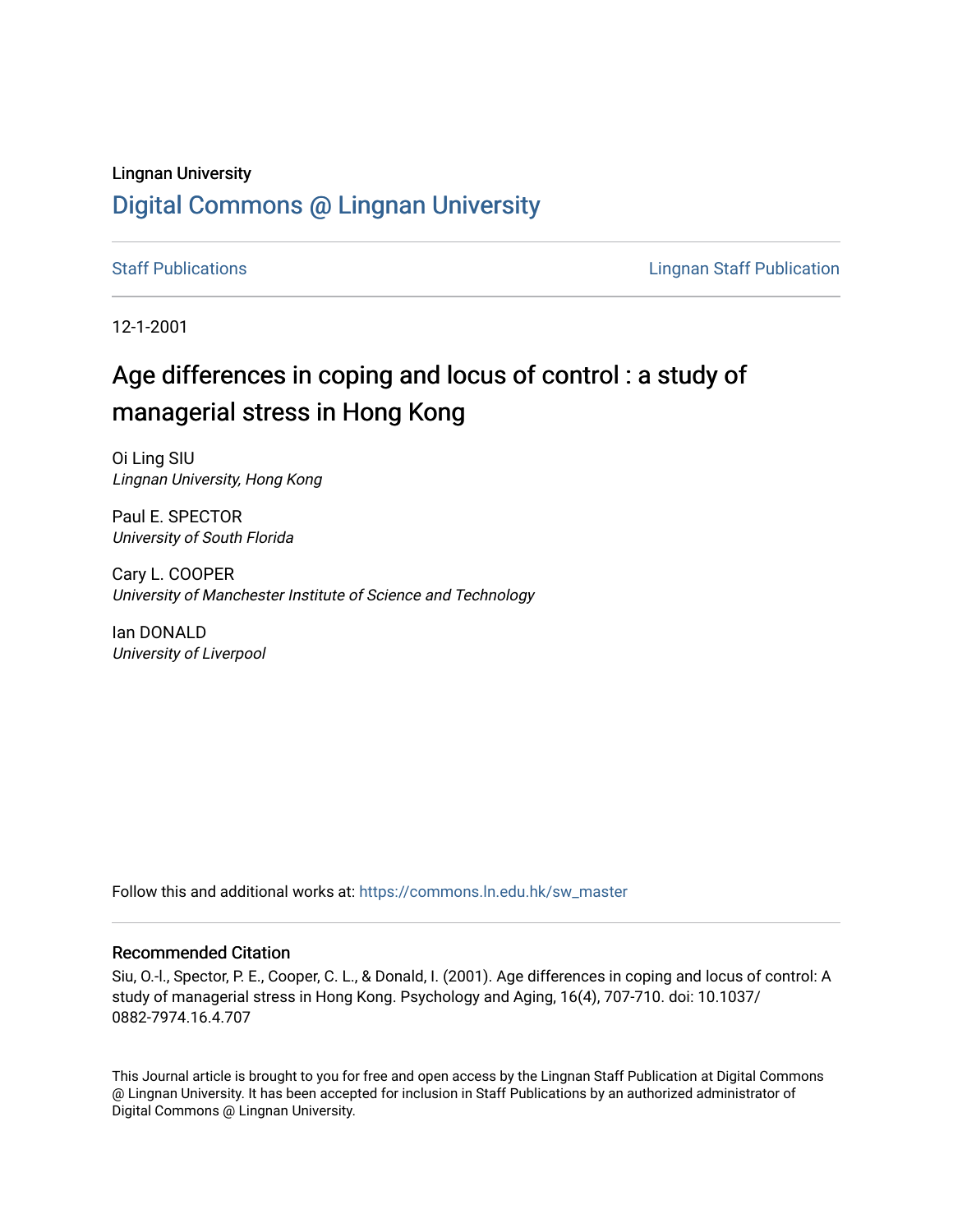Lingnan University

# Digital Commons @ Lingnan University

Staff Publications

Lingnan Staff Publication

12-1-2001

## Age differences in coping and locus of control : a study of managerial stress in Hong Kong

Oi Ling SIU
*Lingnan University, Hong Kong*

Paul E. SPECTOR
*University of South Florida*

Cary L. COOPER
*University of Manchester Institute of Science and Technology*

Ian DONALD
*University of Liverpool*

Follow this and additional works at: https://commons.ln.edu.hk/sw_master

### Recommended Citation

Siu, O.-l., Spector, P. E., Cooper, C. L., & Donald, I. (2001). Age differences in coping and locus of control: A study of managerial stress in Hong Kong. Psychology and Aging, 16(4), 707-710. doi: 10.1037/0882-7974.16.4.707

This Journal article is brought to you for free and open access by the Lingnan Staff Publication at Digital Commons @ Lingnan University. It has been accepted for inclusion in Staff Publications by an authorized administrator of Digital Commons @ Lingnan University.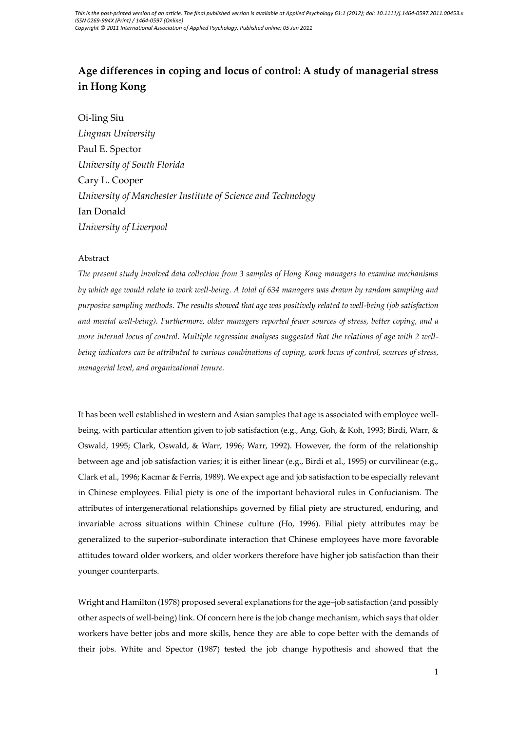# Age differences in coping and locus of control: A study of managerial stress in Hong Kong

Oi-ling Siu
*Lingnan University*
Paul E. Spector
*University of South Florida*
Cary L. Cooper
*University of Manchester Institute of Science and Technology*
Ian Donald
*University of Liverpool*

Abstract

*The present study involved data collection from 3 samples of Hong Kong managers to examine mechanisms by which age would relate to work well-being. A total of 634 managers was drawn by random sampling and purposive sampling methods. The results showed that age was positively related to well-being (job satisfaction and mental well-being). Furthermore, older managers reported fewer sources of stress, better coping, and a more internal locus of control. Multiple regression analyses suggested that the relations of age with 2 well-being indicators can be attributed to various combinations of coping, work locus of control, sources of stress, managerial level, and organizational tenure.*

It has been well established in western and Asian samples that age is associated with employee well-being, with particular attention given to job satisfaction (e.g., Ang, Goh, & Koh, 1993; Birdi, Warr, & Oswald, 1995; Clark, Oswald, & Warr, 1996; Warr, 1992). However, the form of the relationship between age and job satisfaction varies; it is either linear (e.g., Birdi et al., 1995) or curvilinear (e.g., Clark et al., 1996; Kacmar & Ferris, 1989). We expect age and job satisfaction to be especially relevant in Chinese employees. Filial piety is one of the important behavioral rules in Confucianism. The attributes of intergenerational relationships governed by filial piety are structured, enduring, and invariable across situations within Chinese culture (Ho, 1996). Filial piety attributes may be generalized to the superior–subordinate interaction that Chinese employees have more favorable attitudes toward older workers, and older workers therefore have higher job satisfaction than their younger counterparts.

Wright and Hamilton (1978) proposed several explanations for the age–job satisfaction (and possibly other aspects of well-being) link. Of concern here is the job change mechanism, which says that older workers have better jobs and more skills, hence they are able to cope better with the demands of their jobs. White and Spector (1987) tested the job change hypothesis and showed that the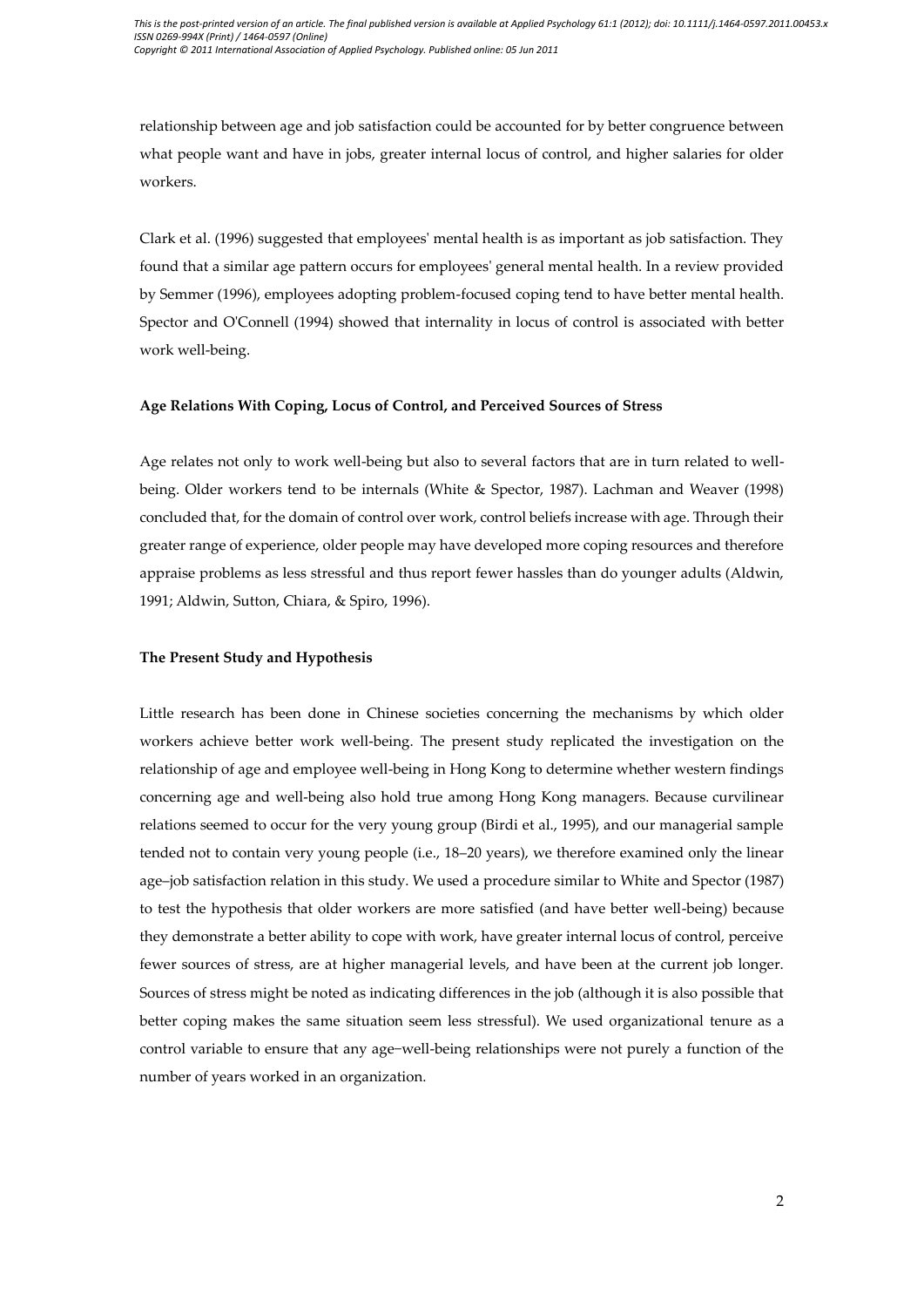relationship between age and job satisfaction could be accounted for by better congruence between what people want and have in jobs, greater internal locus of control, and higher salaries for older workers.

Clark et al. (1996) suggested that employees' mental health is as important as job satisfaction. They found that a similar age pattern occurs for employees' general mental health. In a review provided by Semmer (1996), employees adopting problem-focused coping tend to have better mental health. Spector and O'Connell (1994) showed that internality in locus of control is associated with better work well-being.

**Age Relations With Coping, Locus of Control, and Perceived Sources of Stress**

Age relates not only to work well-being but also to several factors that are in turn related to well-being. Older workers tend to be internals (White & Spector, 1987). Lachman and Weaver (1998) concluded that, for the domain of control over work, control beliefs increase with age. Through their greater range of experience, older people may have developed more coping resources and therefore appraise problems as less stressful and thus report fewer hassles than do younger adults (Aldwin, 1991; Aldwin, Sutton, Chiara, & Spiro, 1996).

**The Present Study and Hypothesis**

Little research has been done in Chinese societies concerning the mechanisms by which older workers achieve better work well-being. The present study replicated the investigation on the relationship of age and employee well-being in Hong Kong to determine whether western findings concerning age and well-being also hold true among Hong Kong managers. Because curvilinear relations seemed to occur for the very young group (Birdi et al., 1995), and our managerial sample tended not to contain very young people (i.e., 18–20 years), we therefore examined only the linear age–job satisfaction relation in this study. We used a procedure similar to White and Spector (1987) to test the hypothesis that older workers are more satisfied (and have better well-being) because they demonstrate a better ability to cope with work, have greater internal locus of control, perceive fewer sources of stress, are at higher managerial levels, and have been at the current job longer. Sources of stress might be noted as indicating differences in the job (although it is also possible that better coping makes the same situation seem less stressful). We used organizational tenure as a control variable to ensure that any age–well-being relationships were not purely a function of the number of years worked in an organization.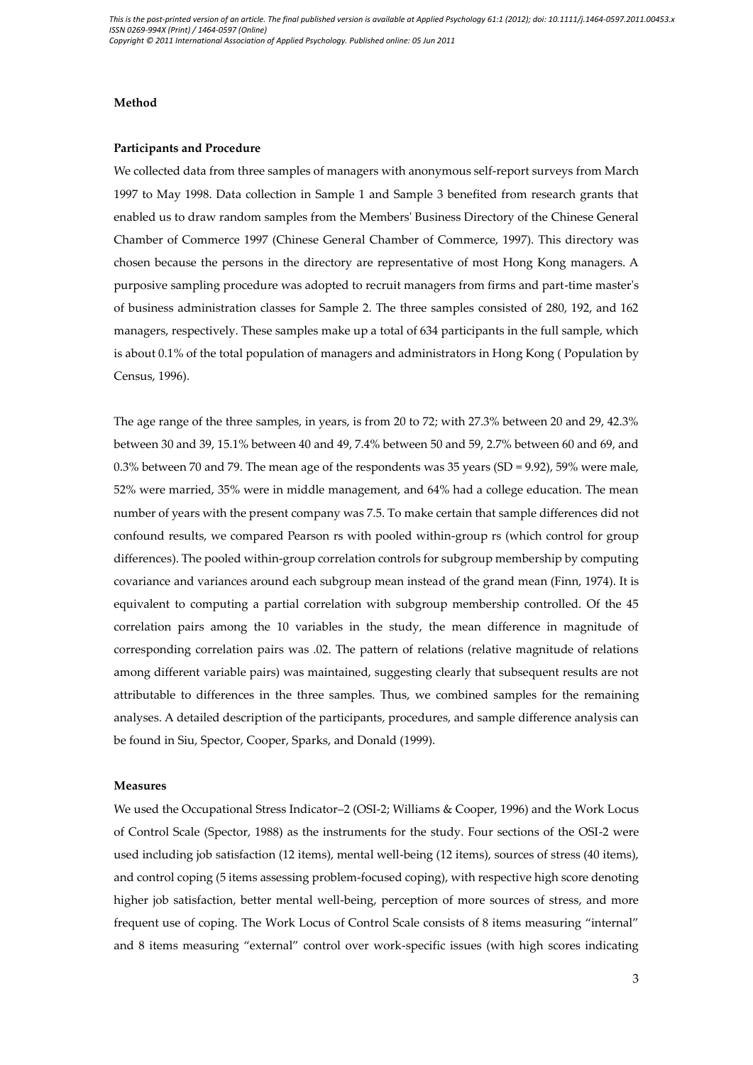## Method

### Participants and Procedure

We collected data from three samples of managers with anonymous self-report surveys from March 1997 to May 1998. Data collection in Sample 1 and Sample 3 benefited from research grants that enabled us to draw random samples from the Members' Business Directory of the Chinese General Chamber of Commerce 1997 (Chinese General Chamber of Commerce, 1997). This directory was chosen because the persons in the directory are representative of most Hong Kong managers. A purposive sampling procedure was adopted to recruit managers from firms and part-time master's of business administration classes for Sample 2. The three samples consisted of 280, 192, and 162 managers, respectively. These samples make up a total of 634 participants in the full sample, which is about 0.1% of the total population of managers and administrators in Hong Kong ( Population by Census, 1996).

The age range of the three samples, in years, is from 20 to 72; with 27.3% between 20 and 29, 42.3% between 30 and 39, 15.1% between 40 and 49, 7.4% between 50 and 59, 2.7% between 60 and 69, and 0.3% between 70 and 79. The mean age of the respondents was 35 years (SD = 9.92), 59% were male, 52% were married, 35% were in middle management, and 64% had a college education. The mean number of years with the present company was 7.5. To make certain that sample differences did not confound results, we compared Pearson rs with pooled within-group rs (which control for group differences). The pooled within-group correlation controls for subgroup membership by computing covariance and variances around each subgroup mean instead of the grand mean (Finn, 1974). It is equivalent to computing a partial correlation with subgroup membership controlled. Of the 45 correlation pairs among the 10 variables in the study, the mean difference in magnitude of corresponding correlation pairs was .02. The pattern of relations (relative magnitude of relations among different variable pairs) was maintained, suggesting clearly that subsequent results are not attributable to differences in the three samples. Thus, we combined samples for the remaining analyses. A detailed description of the participants, procedures, and sample difference analysis can be found in Siu, Spector, Cooper, Sparks, and Donald (1999).

### Measures

We used the Occupational Stress Indicator–2 (OSI-2; Williams & Cooper, 1996) and the Work Locus of Control Scale (Spector, 1988) as the instruments for the study. Four sections of the OSI-2 were used including job satisfaction (12 items), mental well-being (12 items), sources of stress (40 items), and control coping (5 items assessing problem-focused coping), with respective high score denoting higher job satisfaction, better mental well-being, perception of more sources of stress, and more frequent use of coping. The Work Locus of Control Scale consists of 8 items measuring "internal" and 8 items measuring "external" control over work-specific issues (with high scores indicating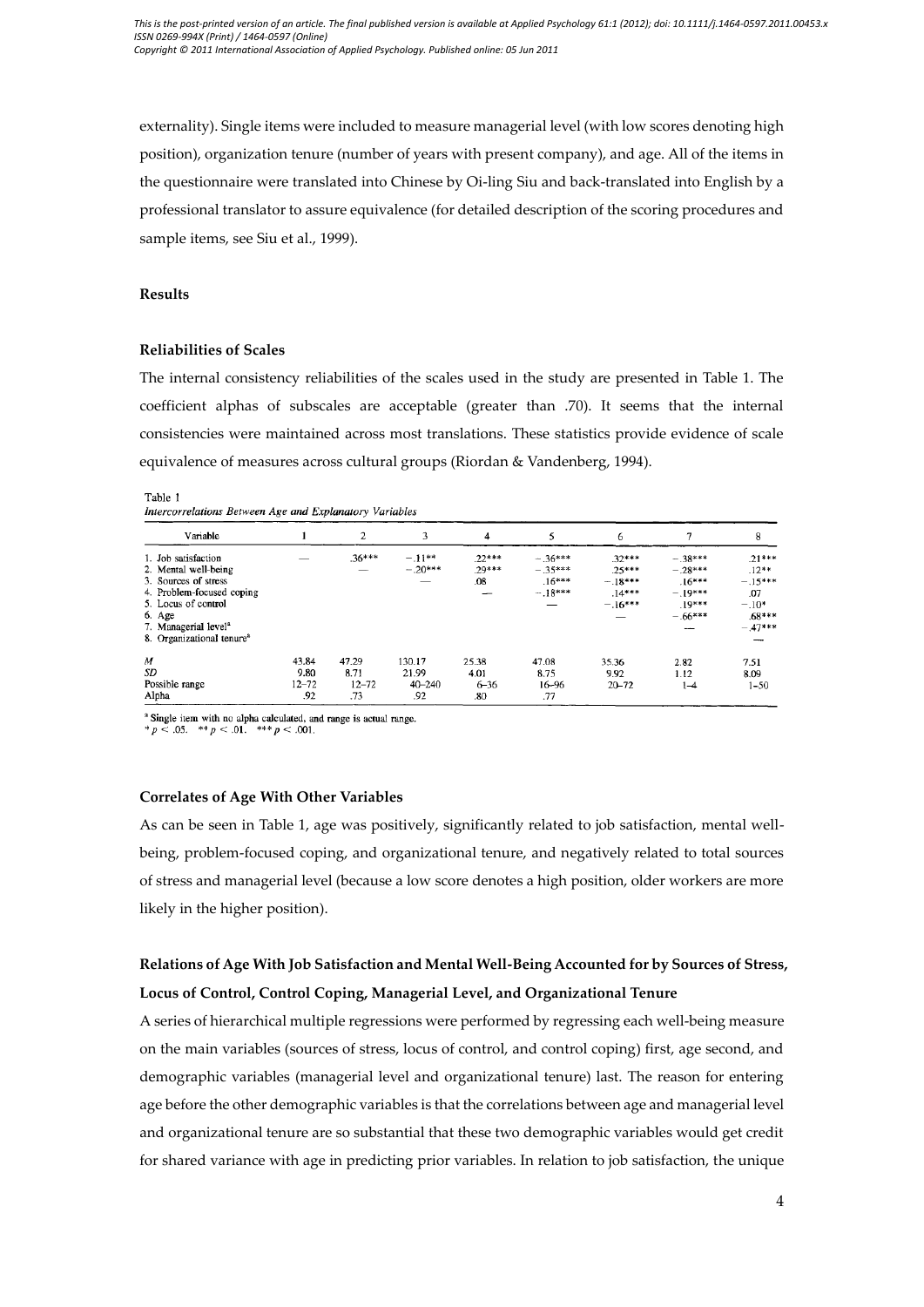externality). Single items were included to measure managerial level (with low scores denoting high position), organization tenure (number of years with present company), and age. All of the items in the questionnaire were translated into Chinese by Oi-ling Siu and back-translated into English by a professional translator to assure equivalence (for detailed description of the scoring procedures and sample items, see Siu et al., 1999).

## Results

### Reliabilities of Scales

The internal consistency reliabilities of the scales used in the study are presented in Table 1. The coefficient alphas of subscales are acceptable (greater than .70). It seems that the internal consistencies were maintained across most translations. These statistics provide evidence of scale equivalence of measures across cultural groups (Riordan & Vandenberg, 1994).

Table 1
*Intercorrelations Between Age and Explanatory Variables*

| Variable | 1 | 2 | 3 | 4 | 5 | 6 | 7 | 8 |
|---|---|---|---|---|---|---|---|---|
| 1. Job satisfaction | — | .36*** | −.11** | .22*** | −.36*** | .32*** | −.38*** | .21*** |
| 2. Mental well-being | | — | −.20*** | .29*** | −.35*** | .25*** | −.28*** | .12** |
| 3. Sources of stress | | | — | .08 | .16*** | −.18*** | .16*** | −.15*** |
| 4. Problem-focused coping | | | | — | −.18*** | .14*** | −.19*** | .07 |
| 5. Locus of control | | | | | — | −.16*** | .19*** | −.10* |
| 6. Age | | | | | | — | −.66*** | .68*** |
| 7. Managerial level[a] | | | | | | | — | −.47*** |
| 8. Organizational tenure[a] | | | | | | | | — |
| *M* | 43.84 | 47.29 | 130.17 | 25.38 | 47.08 | 35.36 | 2.82 | 7.51 |
| *SD* | 9.80 | 8.71 | 21.99 | 4.01 | 8.75 | 9.92 | 1.12 | 8.09 |
| Possible range | 12–72 | 12–72 | 40–240 | 6–36 | 16–96 | 20–72 | 1–4 | 1–50 |
| Alpha | .92 | .73 | .92 | .80 | .77 | | | |

[a] Single item with no alpha calculated, and range is actual range.
* $p < .05$. ** $p < .01$. *** $p < .001$.

### Correlates of Age With Other Variables

As can be seen in Table 1, age was positively, significantly related to job satisfaction, mental well-being, problem-focused coping, and organizational tenure, and negatively related to total sources of stress and managerial level (because a low score denotes a high position, older workers are more likely in the higher position).

### Relations of Age With Job Satisfaction and Mental Well-Being Accounted for by Sources of Stress, Locus of Control, Control Coping, Managerial Level, and Organizational Tenure

A series of hierarchical multiple regressions were performed by regressing each well-being measure on the main variables (sources of stress, locus of control, and control coping) first, age second, and demographic variables (managerial level and organizational tenure) last. The reason for entering age before the other demographic variables is that the correlations between age and managerial level and organizational tenure are so substantial that these two demographic variables would get credit for shared variance with age in predicting prior variables. In relation to job satisfaction, the unique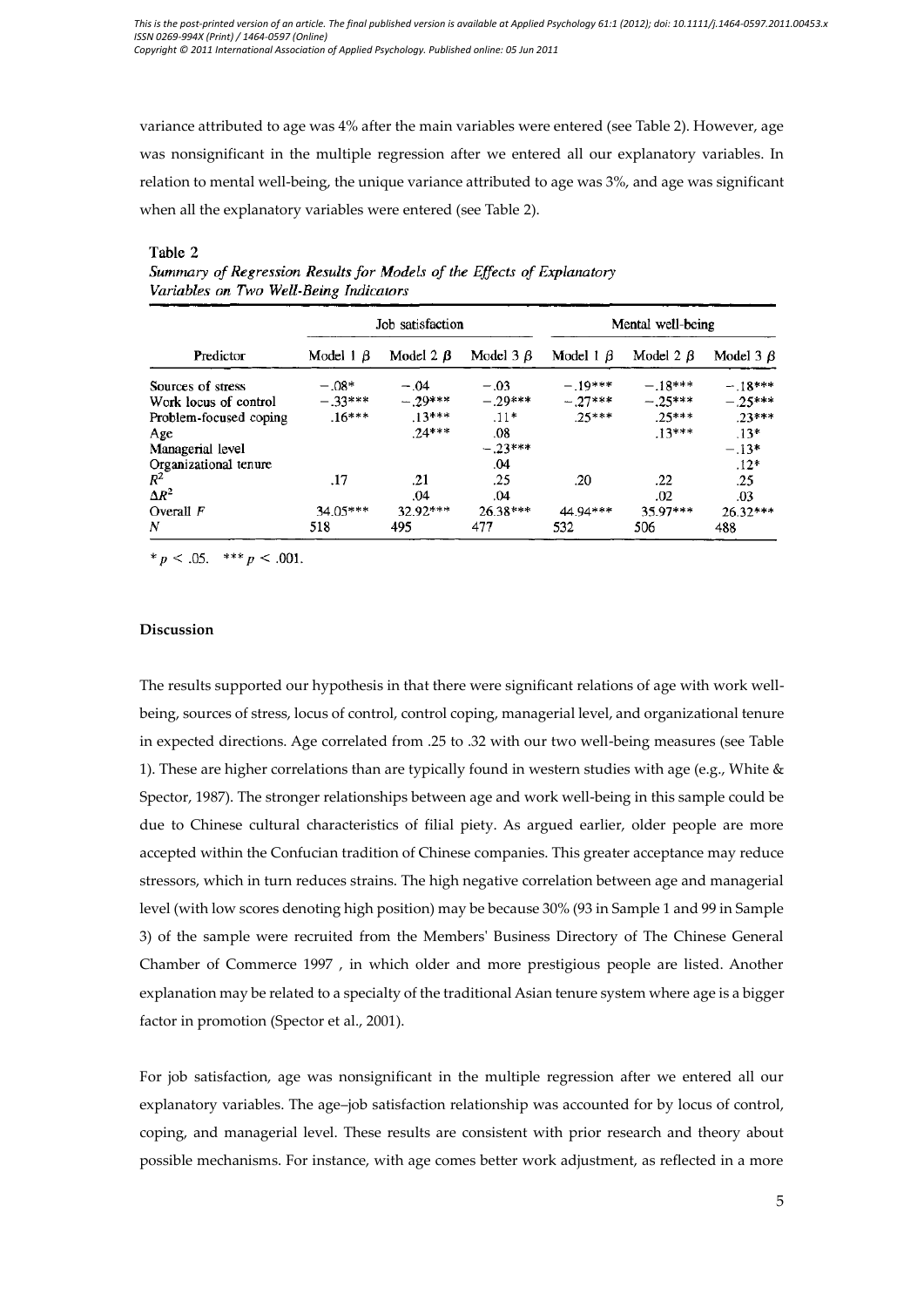variance attributed to age was 4% after the main variables were entered (see Table 2). However, age was nonsignificant in the multiple regression after we entered all our explanatory variables. In relation to mental well-being, the unique variance attributed to age was 3%, and age was significant when all the explanatory variables were entered (see Table 2).

Table 2

*Summary of Regression Results for Models of the Effects of Explanatory Variables on Two Well-Being Indicators*

| Predictor | Job satisfaction | | | Mental well-being | | |
|---|---|---|---|---|---|---|
| | Model 1 $\beta$ | Model 2 $\beta$ | Model 3 $\beta$ | Model 1 $\beta$ | Model 2 $\beta$ | Model 3 $\beta$ |
| Sources of stress | −.08* | −.04 | −.03 | −.19*** | −.18*** | −.18*** |
| Work locus of control | −.33*** | −.29*** | −.29*** | −.27*** | −.25*** | −.25*** |
| Problem-focused coping | .16*** | .13*** | .11* | .25*** | .25*** | .23*** |
| Age | | .24*** | .08 | | .13*** | .13* |
| Managerial level | | | −.23*** | | | −.13* |
| Organizational tenure | | | .04 | | | .12* |
| $R^2$ | .17 | .21 | .25 | .20 | .22 | .25 |
| $\Delta R^2$ | | .04 | .04 | | .02 | .03 |
| Overall $F$ | 34.05*** | 32.92*** | 26.38*** | 44.94*** | 35.97*** | 26.32*** |
| $N$ | 518 | 495 | 477 | 532 | 506 | 488 |

$* p < .05$. $*** p < .001$.

**Discussion**

The results supported our hypothesis in that there were significant relations of age with work well-being, sources of stress, locus of control, control coping, managerial level, and organizational tenure in expected directions. Age correlated from .25 to .32 with our two well-being measures (see Table 1). These are higher correlations than are typically found in western studies with age (e.g., White & Spector, 1987). The stronger relationships between age and work well-being in this sample could be due to Chinese cultural characteristics of filial piety. As argued earlier, older people are more accepted within the Confucian tradition of Chinese companies. This greater acceptance may reduce stressors, which in turn reduces strains. The high negative correlation between age and managerial level (with low scores denoting high position) may be because 30% (93 in Sample 1 and 99 in Sample 3) of the sample were recruited from the Members' Business Directory of The Chinese General Chamber of Commerce 1997 , in which older and more prestigious people are listed. Another explanation may be related to a specialty of the traditional Asian tenure system where age is a bigger factor in promotion (Spector et al., 2001).

For job satisfaction, age was nonsignificant in the multiple regression after we entered all our explanatory variables. The age–job satisfaction relationship was accounted for by locus of control, coping, and managerial level. These results are consistent with prior research and theory about possible mechanisms. For instance, with age comes better work adjustment, as reflected in a more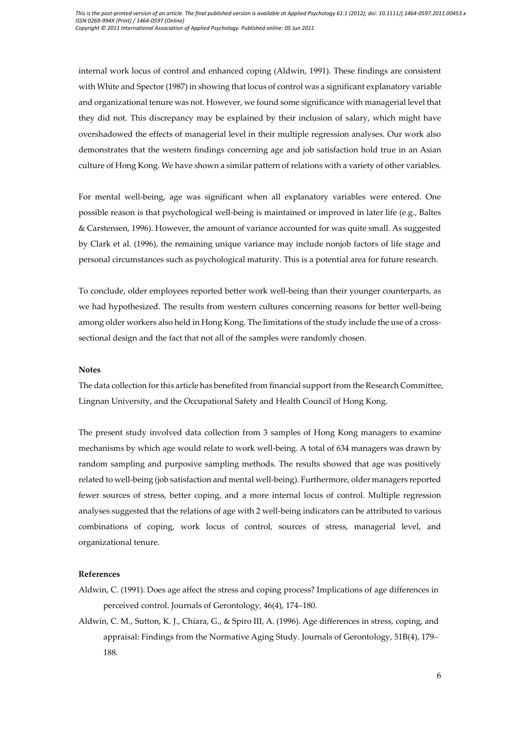internal work locus of control and enhanced coping (Aldwin, 1991). These findings are consistent with White and Spector (1987) in showing that locus of control was a significant explanatory variable and organizational tenure was not. However, we found some significance with managerial level that they did not. This discrepancy may be explained by their inclusion of salary, which might have overshadowed the effects of managerial level in their multiple regression analyses. Our work also demonstrates that the western findings concerning age and job satisfaction hold true in an Asian culture of Hong Kong. We have shown a similar pattern of relations with a variety of other variables.

For mental well-being, age was significant when all explanatory variables were entered. One possible reason is that psychological well-being is maintained or improved in later life (e.g., Baltes & Carstensen, 1996). However, the amount of variance accounted for was quite small. As suggested by Clark et al. (1996), the remaining unique variance may include nonjob factors of life stage and personal circumstances such as psychological maturity. This is a potential area for future research.

To conclude, older employees reported better work well-being than their younger counterparts, as we had hypothesized. The results from western cultures concerning reasons for better well-being among older workers also held in Hong Kong. The limitations of the study include the use of a cross-sectional design and the fact that not all of the samples were randomly chosen.

**Notes**

The data collection for this article has benefited from financial support from the Research Committee, Lingnan University, and the Occupational Safety and Health Council of Hong Kong.

The present study involved data collection from 3 samples of Hong Kong managers to examine mechanisms by which age would relate to work well-being. A total of 634 managers was drawn by random sampling and purposive sampling methods. The results showed that age was positively related to well-being (job satisfaction and mental well-being). Furthermore, older managers reported fewer sources of stress, better coping, and a more internal locus of control. Multiple regression analyses suggested that the relations of age with 2 well-being indicators can be attributed to various combinations of coping, work locus of control, sources of stress, managerial level, and organizational tenure.

**References**

Aldwin, C. (1991). Does age affect the stress and coping process? Implications of age differences in perceived control. Journals of Gerontology, 46(4), 174–180.

Aldwin, C. M., Sutton, K. J., Chiara, G., & Spiro III, A. (1996). Age differences in stress, coping, and appraisal: Findings from the Normative Aging Study. Journals of Gerontology, 51B(4), 179–188.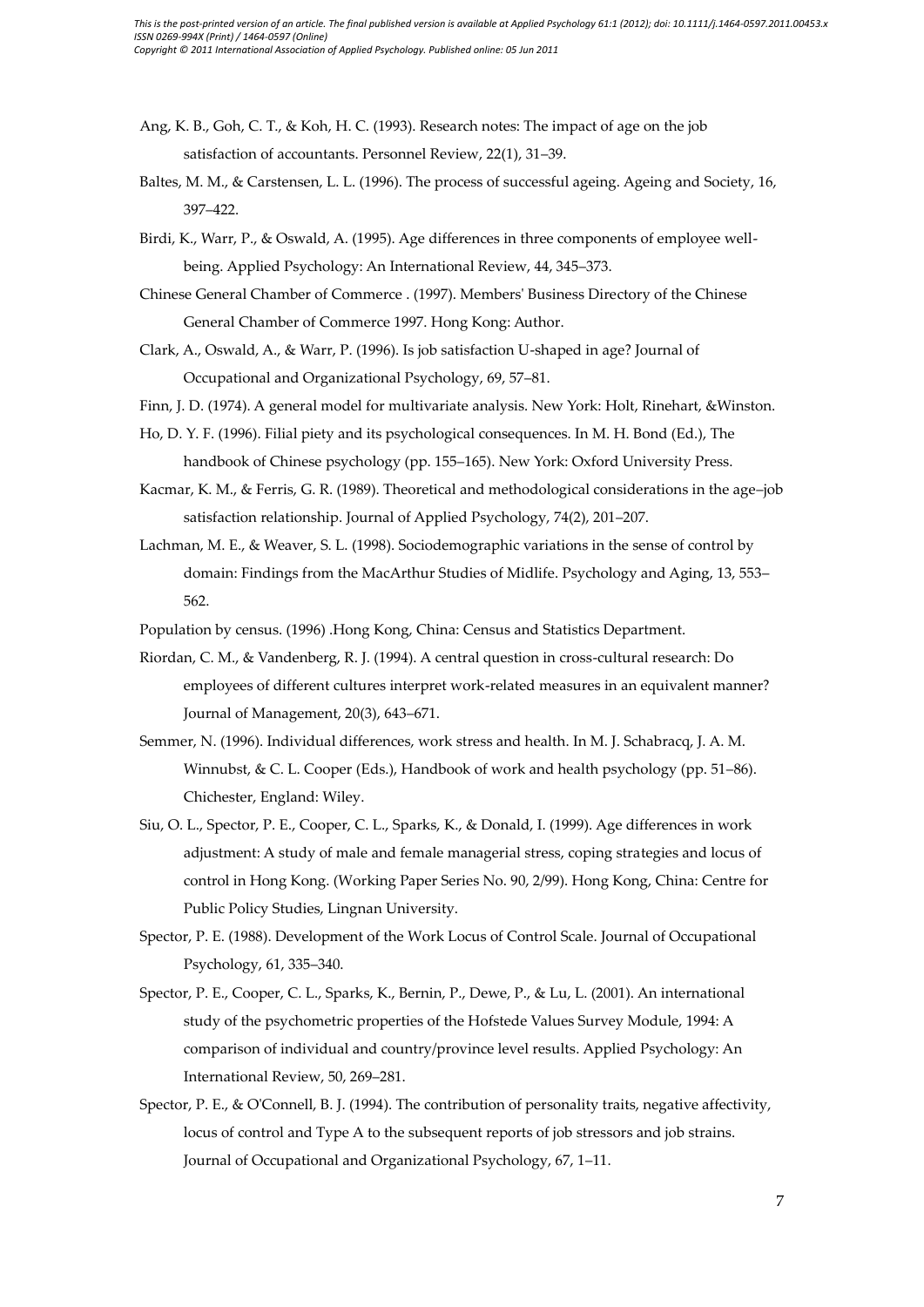Ang, K. B., Goh, C. T., & Koh, H. C. (1993). Research notes: The impact of age on the job satisfaction of accountants. Personnel Review, 22(1), 31–39.

Baltes, M. M., & Carstensen, L. L. (1996). The process of successful ageing. Ageing and Society, 16, 397–422.

Birdi, K., Warr, P., & Oswald, A. (1995). Age differences in three components of employee well-being. Applied Psychology: An International Review, 44, 345–373.

Chinese General Chamber of Commerce . (1997). Members' Business Directory of the Chinese General Chamber of Commerce 1997. Hong Kong: Author.

Clark, A., Oswald, A., & Warr, P. (1996). Is job satisfaction U-shaped in age? Journal of Occupational and Organizational Psychology, 69, 57–81.

Finn, J. D. (1974). A general model for multivariate analysis. New York: Holt, Rinehart, &Winston.

Ho, D. Y. F. (1996). Filial piety and its psychological consequences. In M. H. Bond (Ed.), The handbook of Chinese psychology (pp. 155–165). New York: Oxford University Press.

Kacmar, K. M., & Ferris, G. R. (1989). Theoretical and methodological considerations in the age–job satisfaction relationship. Journal of Applied Psychology, 74(2), 201–207.

Lachman, M. E., & Weaver, S. L. (1998). Sociodemographic variations in the sense of control by domain: Findings from the MacArthur Studies of Midlife. Psychology and Aging, 13, 553–562.

Population by census. (1996) .Hong Kong, China: Census and Statistics Department.

Riordan, C. M., & Vandenberg, R. J. (1994). A central question in cross-cultural research: Do employees of different cultures interpret work-related measures in an equivalent manner? Journal of Management, 20(3), 643–671.

Semmer, N. (1996). Individual differences, work stress and health. In M. J. Schabracq, J. A. M. Winnubst, & C. L. Cooper (Eds.), Handbook of work and health psychology (pp. 51–86). Chichester, England: Wiley.

Siu, O. L., Spector, P. E., Cooper, C. L., Sparks, K., & Donald, I. (1999). Age differences in work adjustment: A study of male and female managerial stress, coping strategies and locus of control in Hong Kong. (Working Paper Series No. 90, 2/99). Hong Kong, China: Centre for Public Policy Studies, Lingnan University.

Spector, P. E. (1988). Development of the Work Locus of Control Scale. Journal of Occupational Psychology, 61, 335–340.

Spector, P. E., Cooper, C. L., Sparks, K., Bernin, P., Dewe, P., & Lu, L. (2001). An international study of the psychometric properties of the Hofstede Values Survey Module, 1994: A comparison of individual and country/province level results. Applied Psychology: An International Review, 50, 269–281.

Spector, P. E., & O'Connell, B. J. (1994). The contribution of personality traits, negative affectivity, locus of control and Type A to the subsequent reports of job stressors and job strains. Journal of Occupational and Organizational Psychology, 67, 1–11.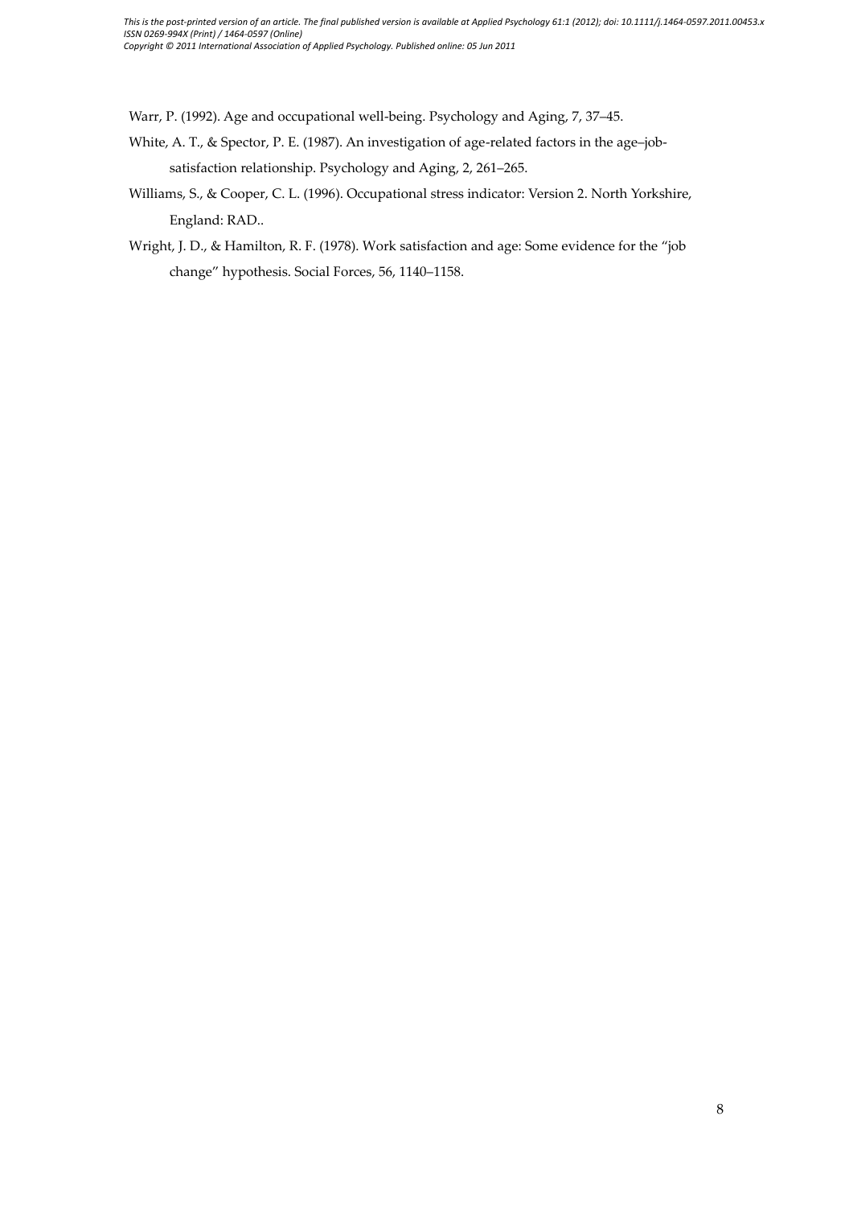Warr, P. (1992). Age and occupational well-being. Psychology and Aging, 7, 37–45.

White, A. T., & Spector, P. E. (1987). An investigation of age-related factors in the age–job-satisfaction relationship. Psychology and Aging, 2, 261–265.

Williams, S., & Cooper, C. L. (1996). Occupational stress indicator: Version 2. North Yorkshire, England: RAD..

Wright, J. D., & Hamilton, R. F. (1978). Work satisfaction and age: Some evidence for the "job change" hypothesis. Social Forces, 56, 1140–1158.